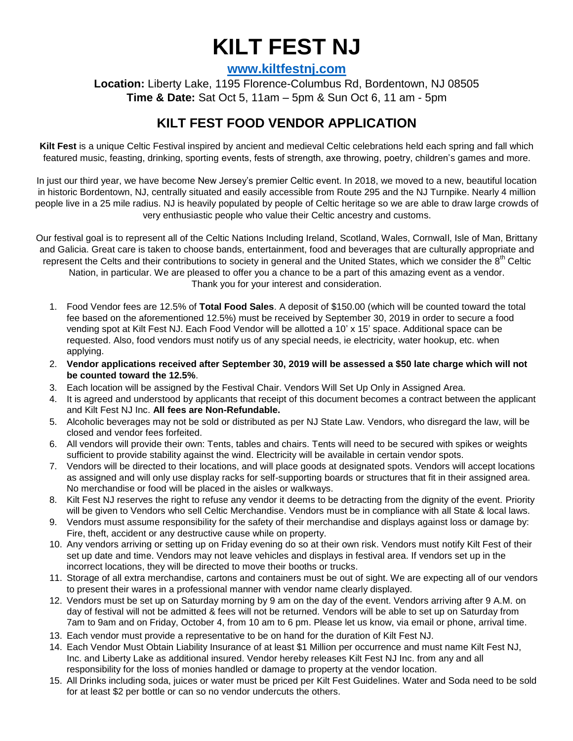# KILT FEST NJ

**www.kiltfestnj.com**

**Location:** Liberty Lake, 1195 Florence-Columbus Rd, Bordentown, NJ 08505
**Time & Date:** Sat Oct 5, 11am – 5pm & Sun Oct 6, 11 am - 5pm

## KILT FEST FOOD VENDOR APPLICATION

**Kilt Fest** is a unique Celtic Festival inspired by ancient and medieval Celtic celebrations held each spring and fall which featured music, feasting, drinking, sporting events, fests of strength, axe throwing, poetry, children's games and more.

In just our third year, we have become New Jersey's premier Celtic event. In 2018, we moved to a new, beautiful location in historic Bordentown, NJ, centrally situated and easily accessible from Route 295 and the NJ Turnpike. Nearly 4 million people live in a 25 mile radius. NJ is heavily populated by people of Celtic heritage so we are able to draw large crowds of very enthusiastic people who value their Celtic ancestry and customs.

Our festival goal is to represent all of the Celtic Nations Including Ireland, Scotland, Wales, Cornwall, Isle of Man, Brittany and Galicia. Great care is taken to choose bands, entertainment, food and beverages that are culturally appropriate and represent the Celts and their contributions to society in general and the United States, which we consider the 8th Celtic Nation, in particular. We are pleased to offer you a chance to be a part of this amazing event as a vendor. Thank you for your interest and consideration.

1. Food Vendor fees are 12.5% of **Total Food Sales**. A deposit of $150.00 (which will be counted toward the total fee based on the aforementioned 12.5%) must be received by September 30, 2019 in order to secure a food vending spot at Kilt Fest NJ. Each Food Vendor will be allotted a 10' x 15' space. Additional space can be requested. Also, food vendors must notify us of any special needs, ie electricity, water hookup, etc. when applying.
2. **Vendor applications received after September 30, 2019 will be assessed a $50 late charge which will not be counted toward the 12.5%**.
3. Each location will be assigned by the Festival Chair. Vendors Will Set Up Only in Assigned Area.
4. It is agreed and understood by applicants that receipt of this document becomes a contract between the applicant and Kilt Fest NJ Inc. **All fees are Non-Refundable.**
5. Alcoholic beverages may not be sold or distributed as per NJ State Law. Vendors, who disregard the law, will be closed and vendor fees forfeited.
6. All vendors will provide their own: Tents, tables and chairs. Tents will need to be secured with spikes or weights sufficient to provide stability against the wind. Electricity will be available in certain vendor spots.
7. Vendors will be directed to their locations, and will place goods at designated spots. Vendors will accept locations as assigned and will only use display racks for self-supporting boards or structures that fit in their assigned area. No merchandise or food will be placed in the aisles or walkways.
8. Kilt Fest NJ reserves the right to refuse any vendor it deems to be detracting from the dignity of the event. Priority will be given to Vendors who sell Celtic Merchandise. Vendors must be in compliance with all State & local laws.
9. Vendors must assume responsibility for the safety of their merchandise and displays against loss or damage by: Fire, theft, accident or any destructive cause while on property.
10. Any vendors arriving or setting up on Friday evening do so at their own risk. Vendors must notify Kilt Fest of their set up date and time. Vendors may not leave vehicles and displays in festival area. If vendors set up in the incorrect locations, they will be directed to move their booths or trucks.
11. Storage of all extra merchandise, cartons and containers must be out of sight. We are expecting all of our vendors to present their wares in a professional manner with vendor name clearly displayed.
12. Vendors must be set up on Saturday morning by 9 am on the day of the event. Vendors arriving after 9 A.M. on day of festival will not be admitted & fees will not be returned. Vendors will be able to set up on Saturday from 7am to 9am and on Friday, October 4, from 10 am to 6 pm. Please let us know, via email or phone, arrival time.
13. Each vendor must provide a representative to be on hand for the duration of Kilt Fest NJ.
14. Each Vendor Must Obtain Liability Insurance of at least $1 Million per occurrence and must name Kilt Fest NJ, Inc. and Liberty Lake as additional insured. Vendor hereby releases Kilt Fest NJ Inc. from any and all responsibility for the loss of monies handled or damage to property at the vendor location.
15. All Drinks including soda, juices or water must be priced per Kilt Fest Guidelines. Water and Soda need to be sold for at least $2 per bottle or can so no vendor undercuts the others.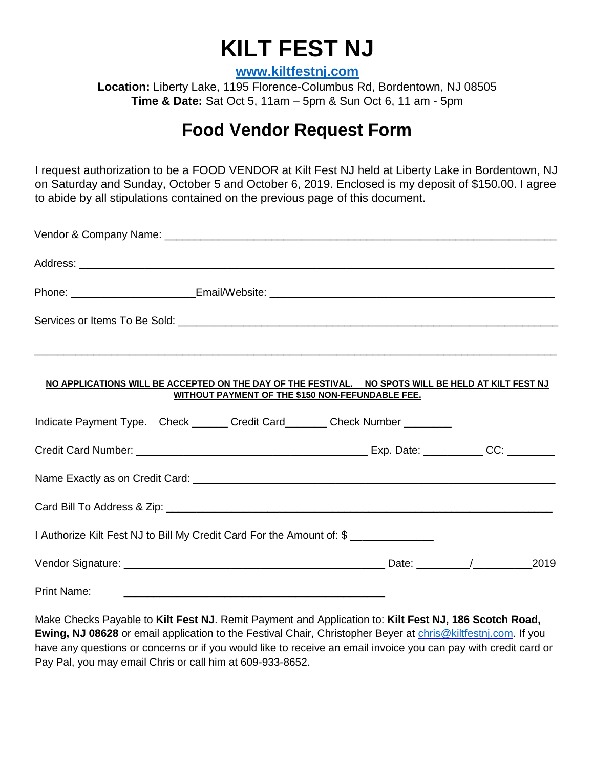# KILT FEST NJ

**[www.kiltfestnj.com](http://www.kiltfestnj.com)**

**Location:** Liberty Lake, 1195 Florence-Columbus Rd, Bordentown, NJ 08505

**Time & Date:** Sat Oct 5, 11am – 5pm & Sun Oct 6, 11 am - 5pm

## Food Vendor Request Form

I request authorization to be a FOOD VENDOR at Kilt Fest NJ held at Liberty Lake in Bordentown, NJ on Saturday and Sunday, October 5 and October 6, 2019. Enclosed is my deposit of $150.00. I agree to abide by all stipulations contained on the previous page of this document.

Vendor & Company Name: ___________________________________________________________________

Address: ___________________________________________________________________________________

Phone: ____________________ Email/Website: _______________________________________________

Services or Items To Be Sold: ________________________________________________________________

___________________________________________________________________________________________

**NO APPLICATIONS WILL BE ACCEPTED ON THE DAY OF THE FESTIVAL. NO SPOTS WILL BE HELD AT KILT FEST NJ WITHOUT PAYMENT OF THE $150 NON-FEFUNDABLE FEE.**

Indicate Payment Type. Check ______ Credit Card_______ Check Number ________

Credit Card Number: ______________________________________ Exp. Date: __________ CC: ________

Name Exactly as on Credit Card: _____________________________________________________________

Card Bill To Address & Zip: _________________________________________________________________

I Authorize Kilt Fest NJ to Bill My Credit Card For the Amount of: $ _____________

Vendor Signature: _____________________________________________ Date: ________/__________2019

Print Name: _____________________________________________

Make Checks Payable to **Kilt Fest NJ**. Remit Payment and Application to: **Kilt Fest NJ, 186 Scotch Road, Ewing, NJ 08628** or email application to the Festival Chair, Christopher Beyer at [chris@kiltfestnj.com](mailto:chris@kiltfestnj.com). If you have any questions or concerns or if you would like to receive an email invoice you can pay with credit card or Pay Pal, you may email Chris or call him at 609-933-8652.